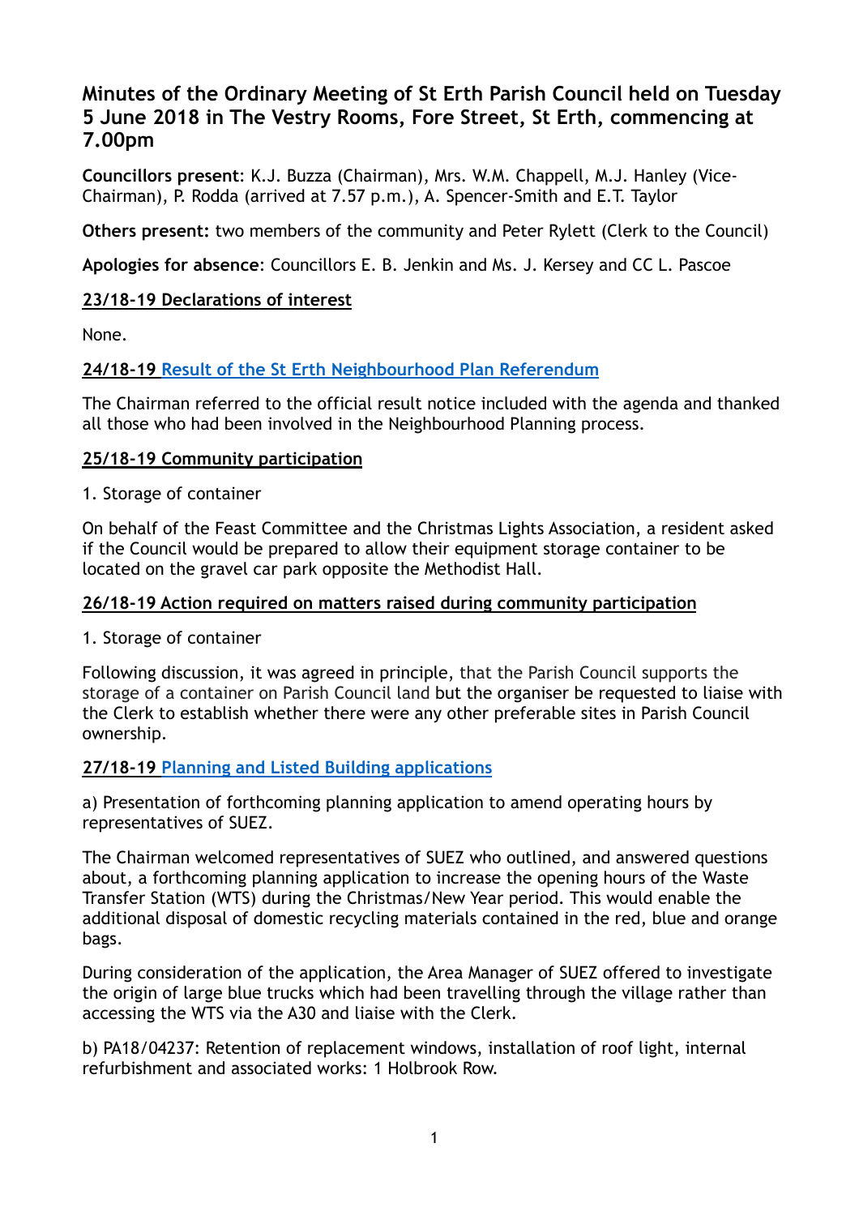# Minutes of the Ordinary Meeting of St Erth Parish Council held on Tuesday 5 June 2018 in The Vestry Rooms, Fore Street, St Erth, commencing at 7.00pm

**Councillors present**: K.J. Buzza (Chairman), Mrs. W.M. Chappell, M.J. Hanley (Vice-Chairman), P. Rodda (arrived at 7.57 p.m.), A. Spencer-Smith and E.T. Taylor

**Others present:** two members of the community and Peter Rylett (Clerk to the Council)

**Apologies for absence**: Councillors E. B. Jenkin and Ms. J. Kersey and CC L. Pascoe

## 23/18-19 Declarations of interest

None.

## 24/18-19 Result of the St Erth Neighbourhood Plan Referendum

The Chairman referred to the official result notice included with the agenda and thanked all those who had been involved in the Neighbourhood Planning process.

## 25/18-19 Community participation

1. Storage of container

On behalf of the Feast Committee and the Christmas Lights Association, a resident asked if the Council would be prepared to allow their equipment storage container to be located on the gravel car park opposite the Methodist Hall.

## 26/18-19 Action required on matters raised during community participation

1. Storage of container

Following discussion, it was agreed in principle, that the Parish Council supports the storage of a container on Parish Council land but the organiser be requested to liaise with the Clerk to establish whether there were any other preferable sites in Parish Council ownership.

## 27/18-19 Planning and Listed Building applications

a) Presentation of forthcoming planning application to amend operating hours by representatives of SUEZ.

The Chairman welcomed representatives of SUEZ who outlined, and answered questions about, a forthcoming planning application to increase the opening hours of the Waste Transfer Station (WTS) during the Christmas/New Year period. This would enable the additional disposal of domestic recycling materials contained in the red, blue and orange bags.

During consideration of the application, the Area Manager of SUEZ offered to investigate the origin of large blue trucks which had been travelling through the village rather than accessing the WTS via the A30 and liaise with the Clerk.

b) PA18/04237: Retention of replacement windows, installation of roof light, internal refurbishment and associated works: 1 Holbrook Row.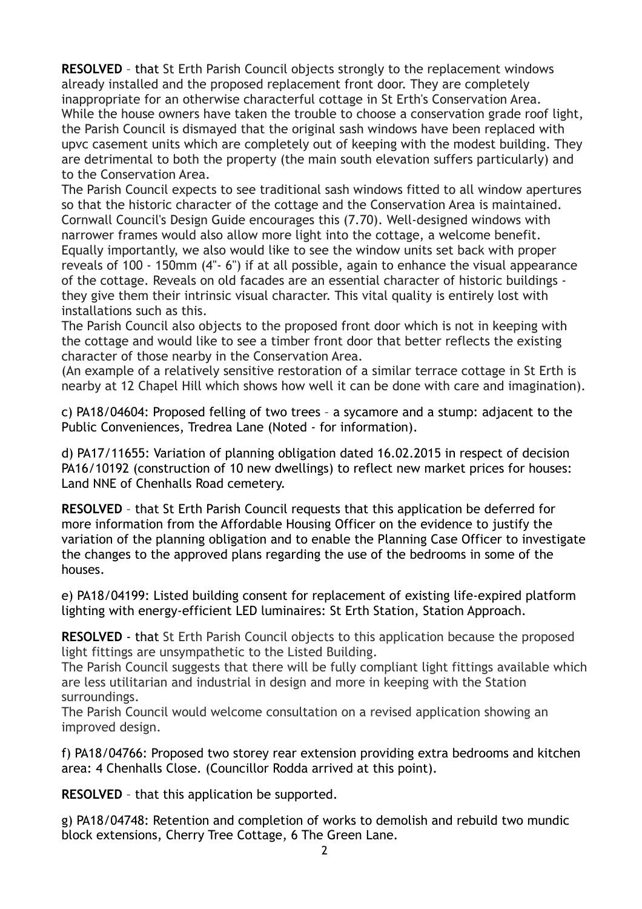**RESOLVED** – that St Erth Parish Council objects strongly to the replacement windows already installed and the proposed replacement front door. They are completely inappropriate for an otherwise characterful cottage in St Erth's Conservation Area. While the house owners have taken the trouble to choose a conservation grade roof light, the Parish Council is dismayed that the original sash windows have been replaced with upvc casement units which are completely out of keeping with the modest building. They are detrimental to both the property (the main south elevation suffers particularly) and to the Conservation Area.

The Parish Council expects to see traditional sash windows fitted to all window apertures so that the historic character of the cottage and the Conservation Area is maintained. Cornwall Council's Design Guide encourages this (7.70). Well-designed windows with narrower frames would also allow more light into the cottage, a welcome benefit. Equally importantly, we also would like to see the window units set back with proper reveals of 100 - 150mm (4"- 6") if at all possible, again to enhance the visual appearance of the cottage. Reveals on old facades are an essential character of historic buildings - they give them their intrinsic visual character. This vital quality is entirely lost with installations such as this.

The Parish Council also objects to the proposed front door which is not in keeping with the cottage and would like to see a timber front door that better reflects the existing character of those nearby in the Conservation Area.

(An example of a relatively sensitive restoration of a similar terrace cottage in St Erth is nearby at 12 Chapel Hill which shows how well it can be done with care and imagination).

c) PA18/04604: Proposed felling of two trees – a sycamore and a stump: adjacent to the Public Conveniences, Tredrea Lane (Noted - for information).

d) PA17/11655: Variation of planning obligation dated 16.02.2015 in respect of decision PA16/10192 (construction of 10 new dwellings) to reflect new market prices for houses: Land NNE of Chenhalls Road cemetery.

**RESOLVED** – that St Erth Parish Council requests that this application be deferred for more information from the Affordable Housing Officer on the evidence to justify the variation of the planning obligation and to enable the Planning Case Officer to investigate the changes to the approved plans regarding the use of the bedrooms in some of the houses.

e) PA18/04199: Listed building consent for replacement of existing life-expired platform lighting with energy-efficient LED luminaires: St Erth Station, Station Approach.

**RESOLVED** - that St Erth Parish Council objects to this application because the proposed light fittings are unsympathetic to the Listed Building.

The Parish Council suggests that there will be fully compliant light fittings available which are less utilitarian and industrial in design and more in keeping with the Station surroundings.

The Parish Council would welcome consultation on a revised application showing an improved design.

f) PA18/04766: Proposed two storey rear extension providing extra bedrooms and kitchen area: 4 Chenhalls Close. (Councillor Rodda arrived at this point).

**RESOLVED** – that this application be supported.

g) PA18/04748: Retention and completion of works to demolish and rebuild two mundic block extensions, Cherry Tree Cottage, 6 The Green Lane.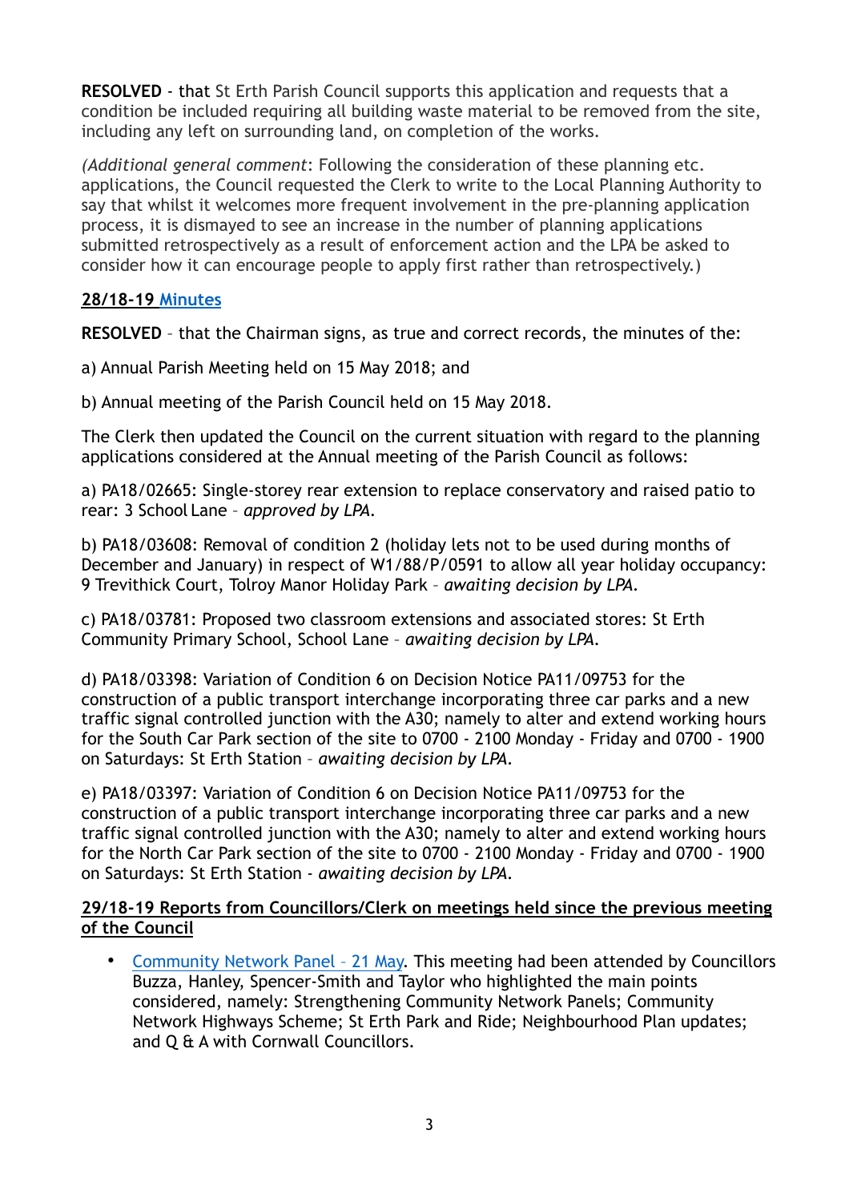**RESOLVED** - that St Erth Parish Council supports this application and requests that a condition be included requiring all building waste material to be removed from the site, including any left on surrounding land, on completion of the works.

*(Additional general comment*: Following the consideration of these planning etc. applications, the Council requested the Clerk to write to the Local Planning Authority to say that whilst it welcomes more frequent involvement in the pre-planning application process, it is dismayed to see an increase in the number of planning applications submitted retrospectively as a result of enforcement action and the LPA be asked to consider how it can encourage people to apply first rather than retrospectively.)

**28/18-19 Minutes**

**RESOLVED** – that the Chairman signs, as true and correct records, the minutes of the:

a) Annual Parish Meeting held on 15 May 2018; and

b) Annual meeting of the Parish Council held on 15 May 2018.

The Clerk then updated the Council on the current situation with regard to the planning applications considered at the Annual meeting of the Parish Council as follows:

a) PA18/02665: Single-storey rear extension to replace conservatory and raised patio to rear: 3 School Lane – *approved by LPA*.

b) PA18/03608: Removal of condition 2 (holiday lets not to be used during months of December and January) in respect of W1/88/P/0591 to allow all year holiday occupancy: 9 Trevithick Court, Tolroy Manor Holiday Park – *awaiting decision by LPA*.

c) PA18/03781: Proposed two classroom extensions and associated stores: St Erth Community Primary School, School Lane – *awaiting decision by LPA*.

d) PA18/03398: Variation of Condition 6 on Decision Notice PA11/09753 for the construction of a public transport interchange incorporating three car parks and a new traffic signal controlled junction with the A30; namely to alter and extend working hours for the South Car Park section of the site to 0700 - 2100 Monday - Friday and 0700 - 1900 on Saturdays: St Erth Station – *awaiting decision by LPA*.

e) PA18/03397: Variation of Condition 6 on Decision Notice PA11/09753 for the construction of a public transport interchange incorporating three car parks and a new traffic signal controlled junction with the A30; namely to alter and extend working hours for the North Car Park section of the site to 0700 - 2100 Monday - Friday and 0700 - 1900 on Saturdays: St Erth Station - *awaiting decision by LPA*.

**29/18-19 Reports from Councillors/Clerk on meetings held since the previous meeting of the Council**

- Community Network Panel – 21 May. This meeting had been attended by Councillors Buzza, Hanley, Spencer-Smith and Taylor who highlighted the main points considered, namely: Strengthening Community Network Panels; Community Network Highways Scheme; St Erth Park and Ride; Neighbourhood Plan updates; and Q & A with Cornwall Councillors.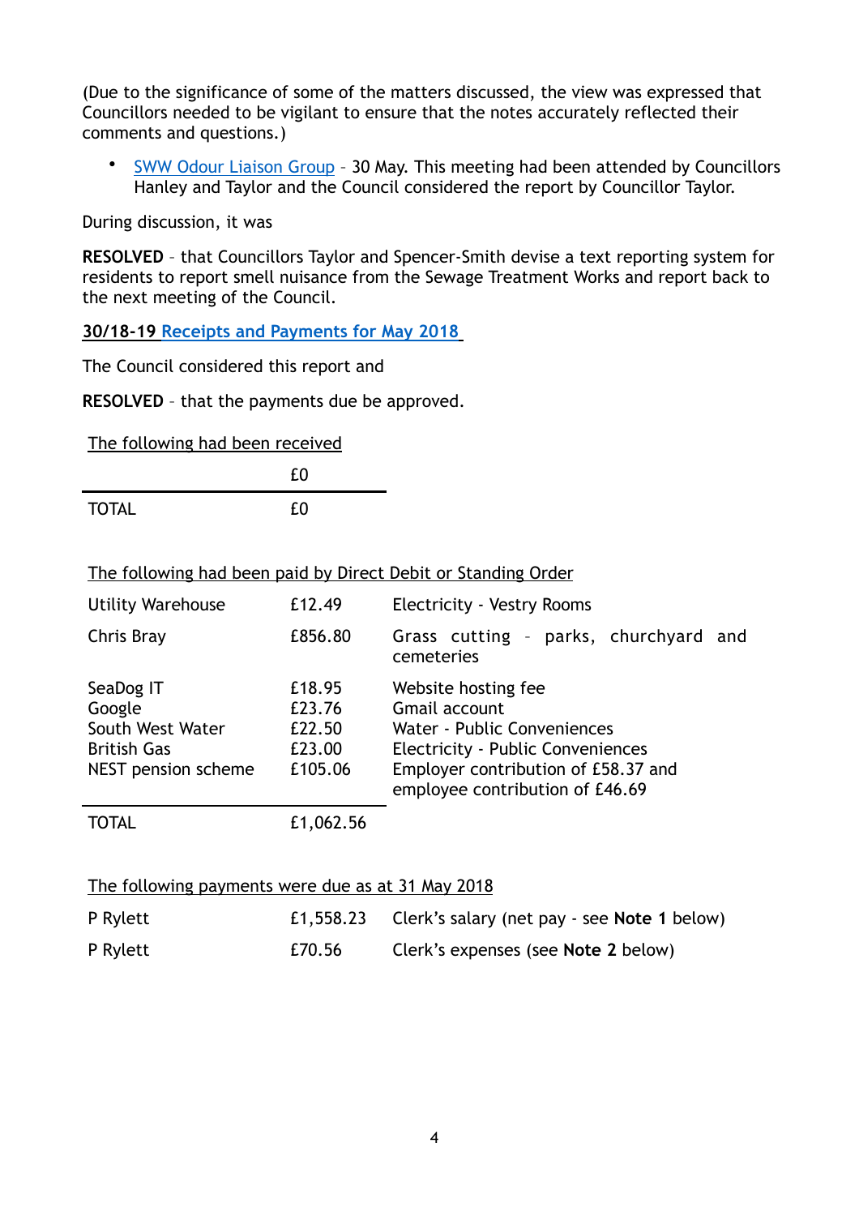(Due to the significance of some of the matters discussed, the view was expressed that Councillors needed to be vigilant to ensure that the notes accurately reflected their comments and questions.)

- SWW Odour Liaison Group – 30 May. This meeting had been attended by Councillors Hanley and Taylor and the Council considered the report by Councillor Taylor.

During discussion, it was

**RESOLVED** – that Councillors Taylor and Spencer-Smith devise a text reporting system for residents to report smell nuisance from the Sewage Treatment Works and report back to the next meeting of the Council.

**30/18-19 Receipts and Payments for May 2018**

The Council considered this report and

**RESOLVED** – that the payments due be approved.

The following had been received

| | |
|---|---|
| | £0 |
| TOTAL | £0 |

The following had been paid by Direct Debit or Standing Order

| | | |
|---|---|---|
| Utility Warehouse | £12.49 | Electricity - Vestry Rooms |
| Chris Bray | £856.80 | Grass cutting – parks, churchyard and cemeteries |
| SeaDog IT | £18.95 | Website hosting fee |
| Google | £23.76 | Gmail account |
| South West Water | £22.50 | Water - Public Conveniences |
| British Gas | £23.00 | Electricity - Public Conveniences |
| NEST pension scheme | £105.06 | Employer contribution of £58.37 and employee contribution of £46.69 |
| TOTAL | £1,062.56 | |

The following payments were due as at 31 May 2018

| | | |
|---|---|---|
| P Rylett | £1,558.23 | Clerk's salary (net pay - see **Note 1** below) |
| P Rylett | £70.56 | Clerk's expenses (see **Note 2** below) |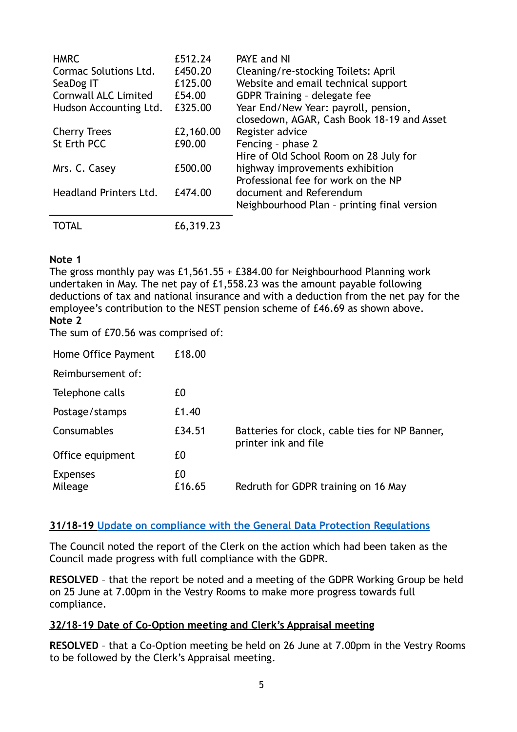| | | |
|---|---|---|
| HMRC | £512.24 | PAYE and NI |
| Cormac Solutions Ltd. | £450.20 | Cleaning/re-stocking Toilets: April |
| SeaDog IT | £125.00 | Website and email technical support |
| Cornwall ALC Limited | £54.00 | GDPR Training – delegate fee |
| Hudson Accounting Ltd. | £325.00 | Year End/New Year: payroll, pension, closedown, AGAR, Cash Book 18-19 and Asset Register advice |
| Cherry Trees | £2,160.00 | Fencing – phase 2 |
| St Erth PCC | £90.00 | Hire of Old School Room on 28 July for highway improvements exhibition |
| Mrs. C. Casey | £500.00 | Professional fee for work on the NP document and Referendum |
| Headland Printers Ltd. | £474.00 | Neighbourhood Plan – printing final version |
| TOTAL | £6,319.23 | |

**Note 1**
The gross monthly pay was £1,561.55 + £384.00 for Neighbourhood Planning work undertaken in May. The net pay of £1,558.23 was the amount payable following deductions of tax and national insurance and with a deduction from the net pay for the employee's contribution to the NEST pension scheme of £46.69 as shown above.
**Note 2**
The sum of £70.56 was comprised of:

| | | |
|---|---|---|
| Home Office Payment | £18.00 | |
| Reimbursement of: | | |
| Telephone calls | £0 | |
| Postage/stamps | £1.40 | |
| Consumables | £34.51 | Batteries for clock, cable ties for NP Banner, printer ink and file |
| Office equipment | £0 | |
| Expenses | £0 | |
| Mileage | £16.65 | Redruth for GDPR training on 16 May |

**31/18-19 Update on compliance with the General Data Protection Regulations**

The Council noted the report of the Clerk on the action which had been taken as the Council made progress with full compliance with the GDPR.

**RESOLVED** – that the report be noted and a meeting of the GDPR Working Group be held on 25 June at 7.00pm in the Vestry Rooms to make more progress towards full compliance.

**32/18-19 Date of Co-Option meeting and Clerk's Appraisal meeting**

**RESOLVED** – that a Co-Option meeting be held on 26 June at 7.00pm in the Vestry Rooms to be followed by the Clerk's Appraisal meeting.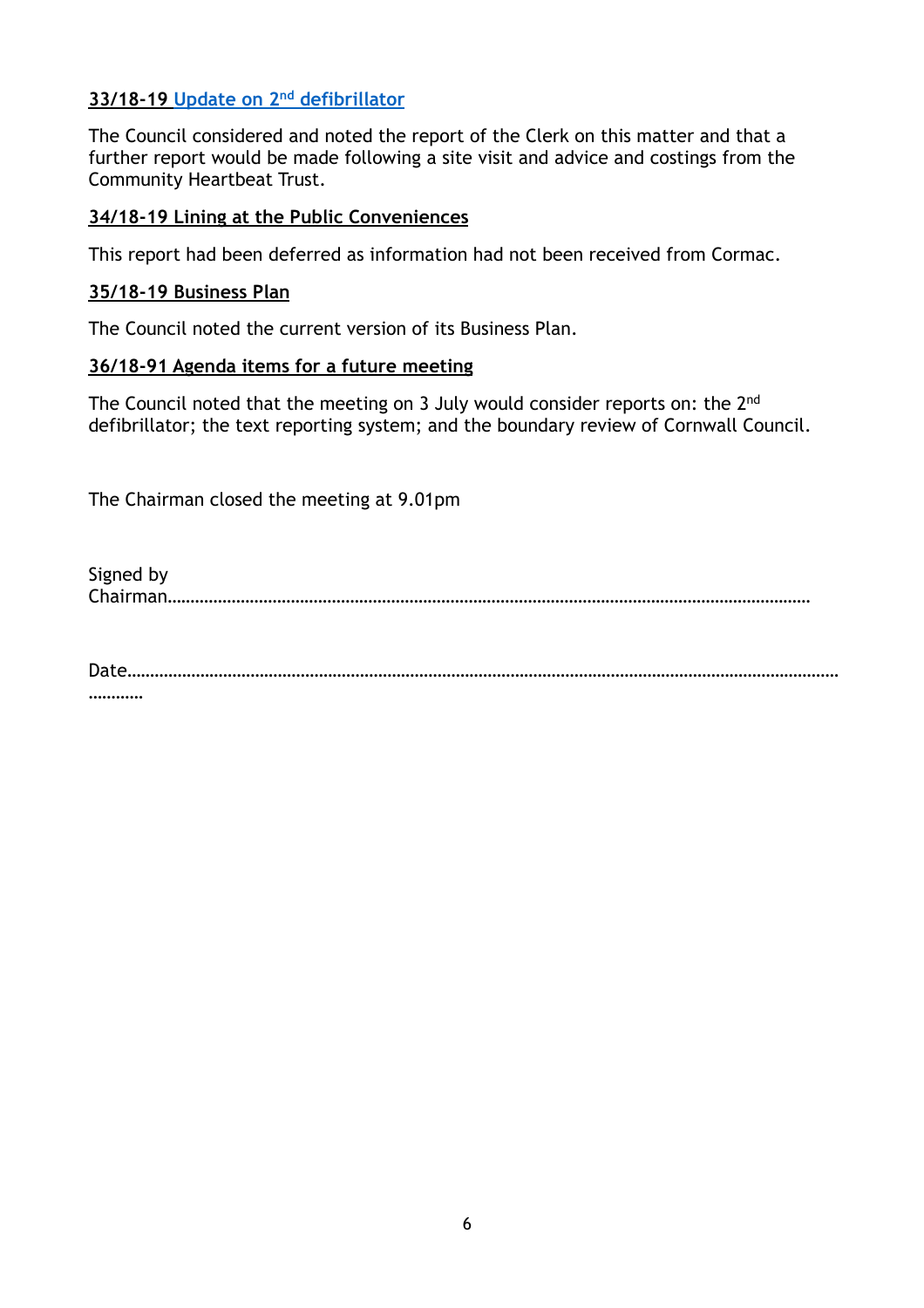**33/18-19 Update on 2nd defibrillator**

The Council considered and noted the report of the Clerk on this matter and that a further report would be made following a site visit and advice and costings from the Community Heartbeat Trust.

**34/18-19 Lining at the Public Conveniences**

This report had been deferred as information had not been received from Cormac.

**35/18-19 Business Plan**

The Council noted the current version of its Business Plan.

**36/18-91 Agenda items for a future meeting**

The Council noted that the meeting on 3 July would consider reports on: the 2nd defibrillator; the text reporting system; and the boundary review of Cornwall Council.

The Chairman closed the meeting at 9.01pm

Signed by Chairman…………………………………………………………………………………………………………………………

Date…………………………………………………………………………………………………………………………………………
…………